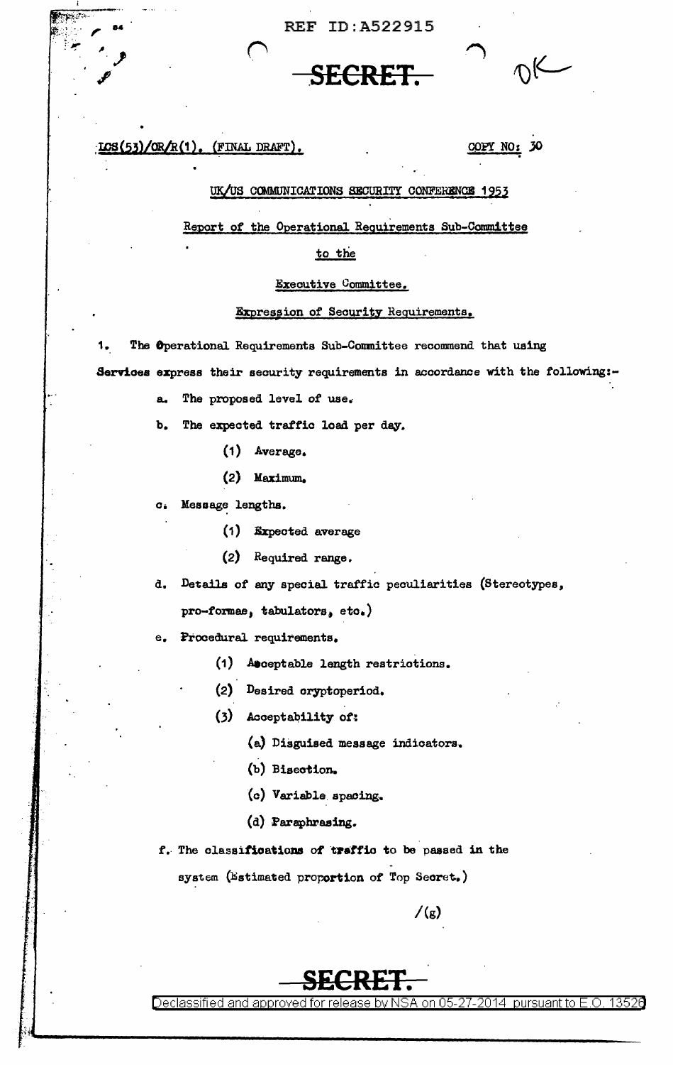REF ID:A522915

SECRET.

LCS(53)/OR/R(1). (FINAL DRAFT).

COPY NO: 30

UK/US COMMUNICATIONS SECURITY CONFERENCE 1953

Report of the Operational Requirements Sub-Committee

to the

Executive Committee.

Expression of Security Requirements.

1. The Operational Requirements Sub-Committee recommend that using Services express their security requirements in accordance with the following:-

   a. The proposed level of use.

   b. The expected traffic load per day.

      (1) Average.

      (2) Maximum.

   c. Message lengths.

      (1) Expected average

      (2) Required range.

   d. Details of any special traffic peculiarities (Stereotypes, pro-formas, tabulators, etc.)

   e. Procedural requirements.

      (1) Acceptable length restrictions.

      (2) Desired cryptoperiod.

      (3) Acceptability of:

         (a) Disguised message indicators.

         (b) Bisection.

         (c) Variable spacing.

         (d) Paraphrasing.

   f. The classifications of traffic to be passed in the system (Estimated proportion of Top Secret.)

/(g)

SECRET.

Declassified and approved for release by NSA on 05-27-2014 pursuant to E.O. 13526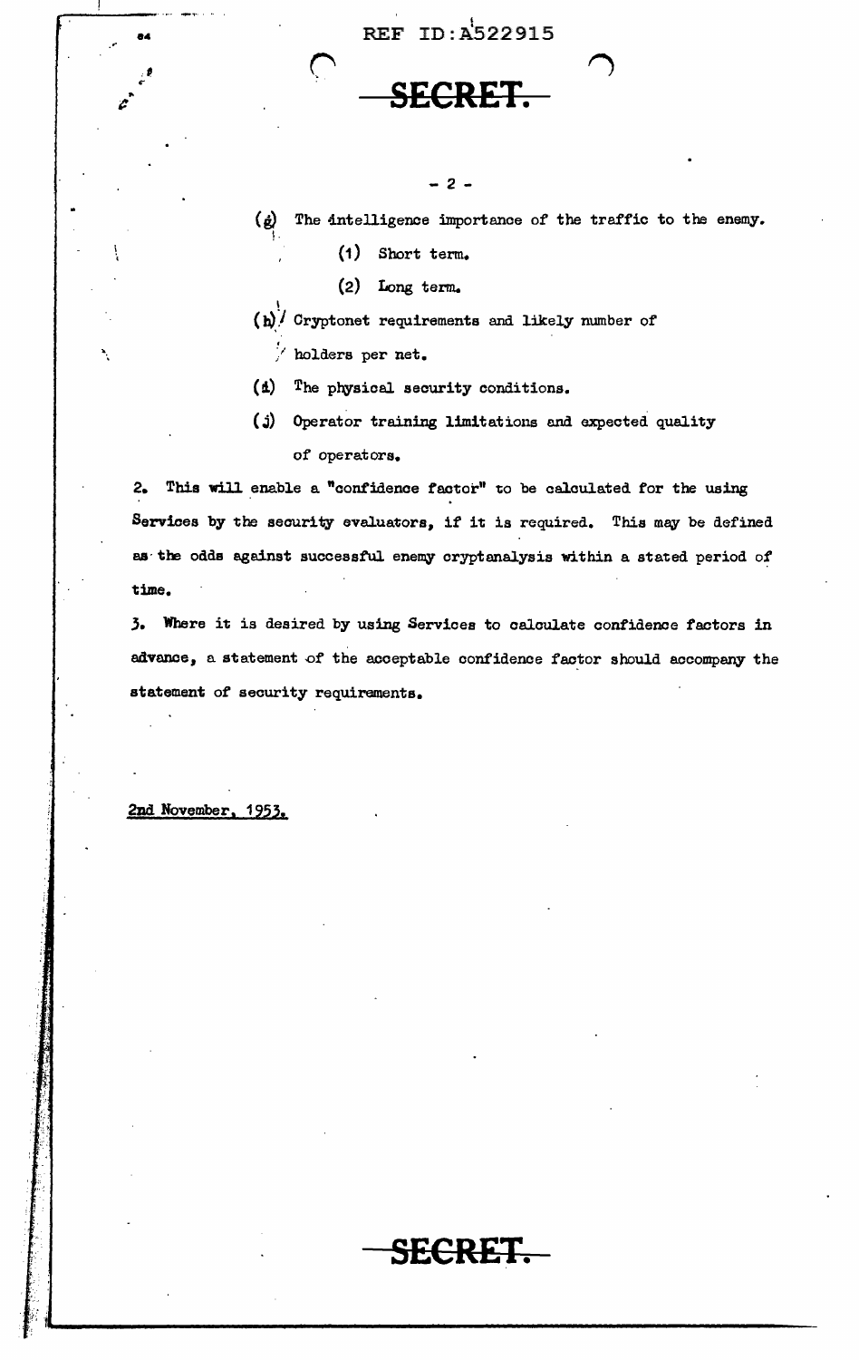(g) The intelligence importance of the traffic to the enemy.

   (1) Short term.

   (2) Long term.

(h) Cryptonet requirements and likely number of holders per net.

(i) The physical security conditions.

(j) Operator training limitations and expected quality of operators.

2. This will enable a "confidence factor" to be calculated for the using Services by the security evaluators, if it is required. This may be defined as the odds against successful enemy cryptanalysis within a stated period of time.

3. Where it is desired by using Services to calculate confidence factors in advance, a statement of the acceptable confidence factor should accompany the statement of security requirements.

2nd November, 1953.